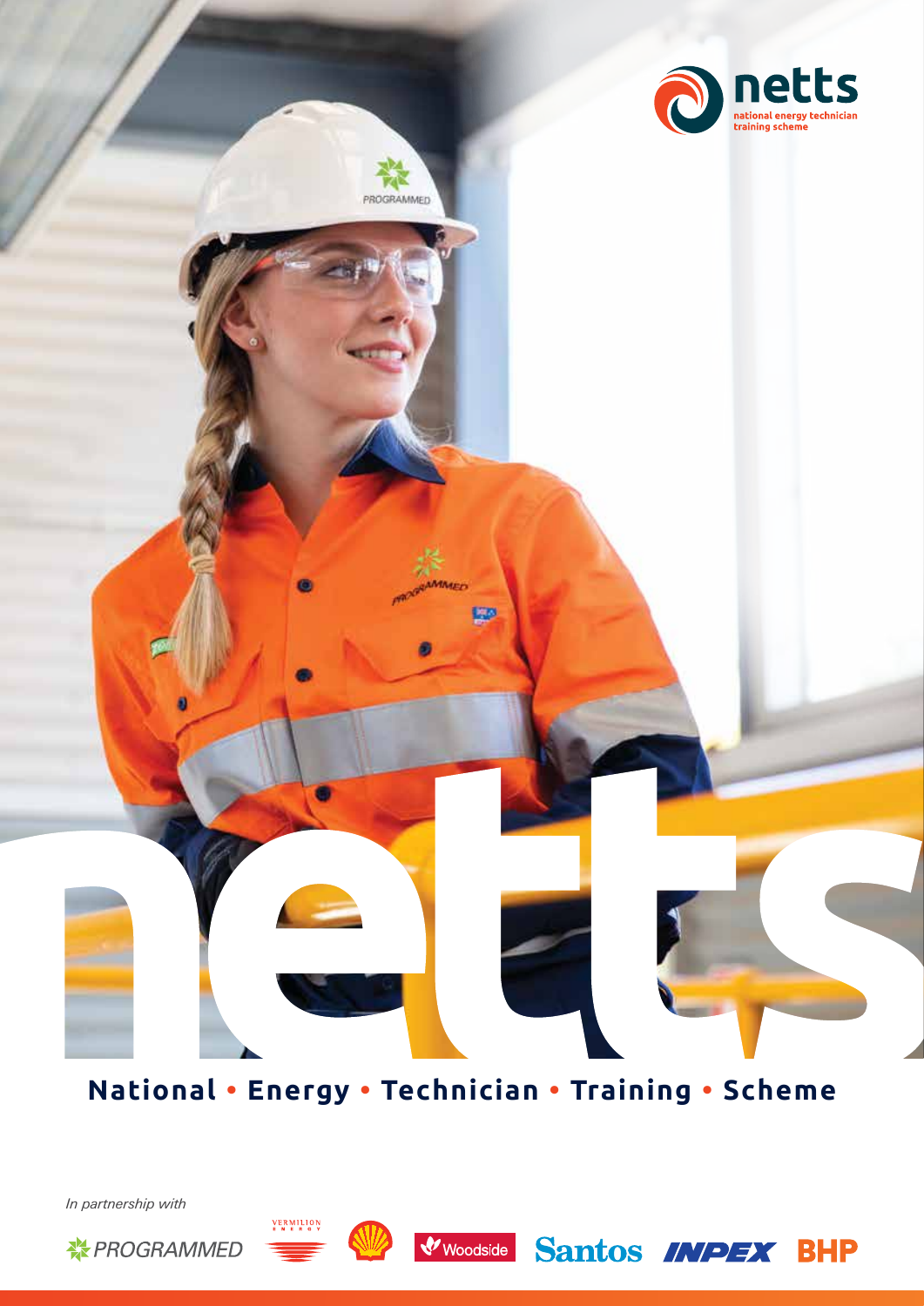# netts

national energy technician training scheme

**National • Energy • Technician • Training • Scheme**

*In partnership with*

PROGRAMMED · VERMILION ENERGY · Shell · Woodside · Santos · INPEX · BHP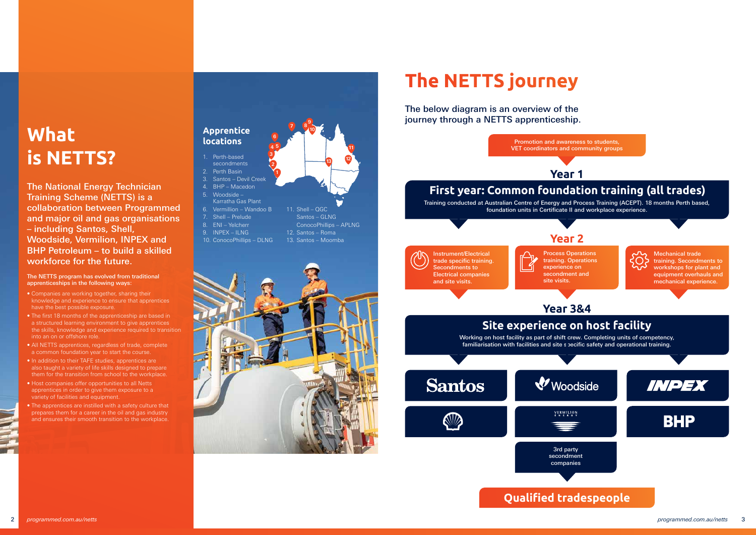# What is NETTS?

The National Energy Technician Training Scheme (NETTS) is a collaboration between Programmed and major oil and gas organisations – including Santos, Shell, Woodside, Vermilion, INPEX and BHP Petroleum – to build a skilled workforce for the future.

**The NETTS program has evolved from traditional apprenticeships in the following ways:**

- Companies are working together, sharing their knowledge and experience to ensure that apprentices have the best possible exposure.
- The first 18 months of the apprenticeship are based in a structured learning environment to give apprentices the skills, knowledge and experience required to transition into an on or offshore role.
- All NETTS apprentices, regardless of trade, complete a common foundation year to start the course.
- In addition to their TAFE studies, apprentices are also taught a variety of life skills designed to prepare them for the transition from school to the workplace.
- Host companies offer opportunities to all Netts apprentices in order to give them exposure to a variety of facilities and equipment.
- The apprentices are instilled with a safety culture that prepares them for a career in the oil and gas industry and ensures their smooth transition to the workplace.

## Apprentice locations

1. Perth-based secondments
2. Perth Basin
3. Santos – Devil Creek
4. BHP – Macedon
5. Woodside – Karratha Gas Plant
6. Vermillion – Wandoo B
7. Shell – Prelude
8. ENI – Yelcherr
9. INPEX – ILNG
10. ConocoPhillips – DLNG
11. Shell – QGC
    Santos – GLNG
    ConocoPhillips – APLNG
12. Santos – Roma
13. Santos – Moomba

# The NETTS journey

The below diagram is an overview of the journey through a NETTS apprenticeship.

Promotion and awareness to students, VET coordinators and community groups

### Year 1

## First year: Common foundation training (all trades)

Training conducted at Australian Centre of Energy and Process Training (ACEPT). 18 months Perth based, foundation units in Certificate II and workplace experience.

### Year 2

- Instrument/Electrical trade specific training. Secondments to Electrical companies and site visits.
- Process Operations training. Operations experience on secondment and site visits.
- Mechanical trade training. Secondments to workshops for plant and equipment overhauls and mechanical experience.

### Year 3&4

## Site experience on host facility

Working on host facility as part of shift crew. Completing units of competency, familiarisation with facilities and site specific safety and operational training.

Santos | Woodside | INPEX | Shell | Vermilion Energy | BHP

3rd party secondment companies

## Qualified tradespeople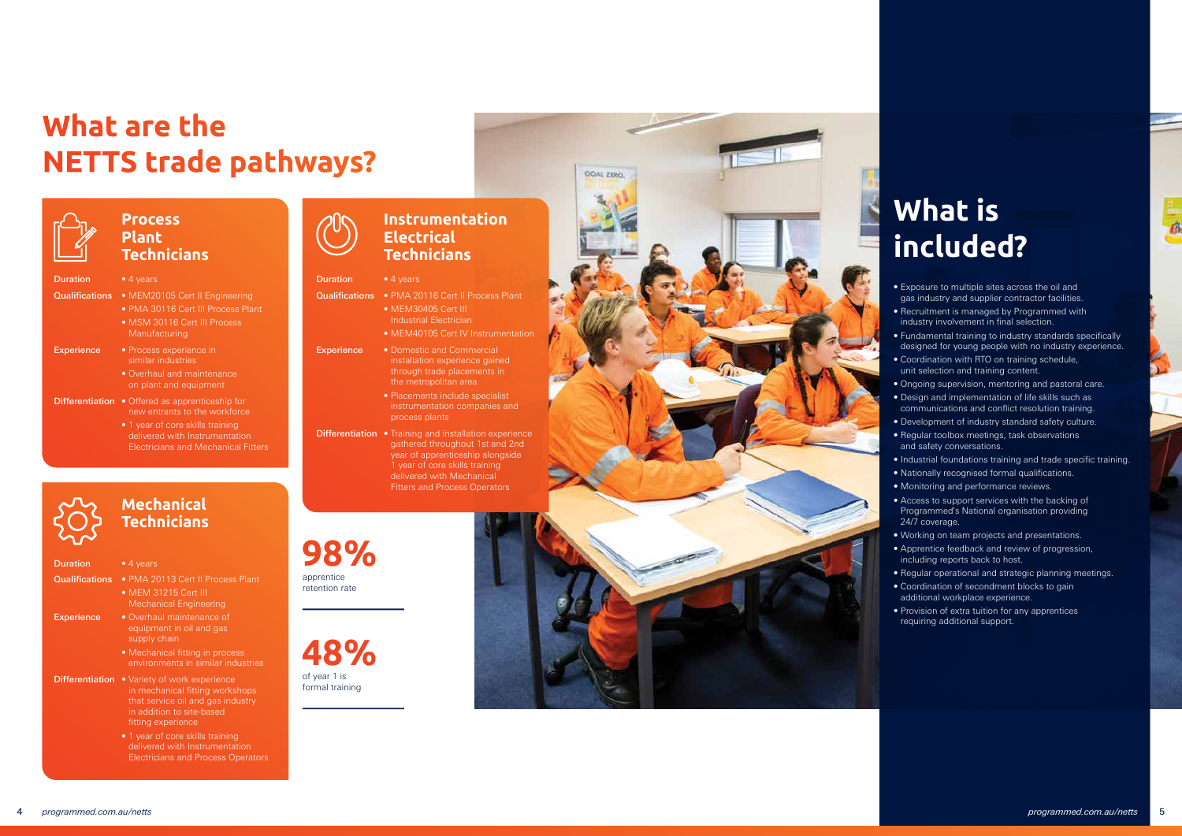# What are the NETTS trade pathways?

## Process Plant Technicians

**Duration**
- 4 years

**Qualifications**
- MEM20105 Cert II Engineering
- PMA 30116 Cert III Process Plant
- MSM 30116 Cert III Process Manufacturing

**Experience**
- Process experience in similar industries
- Overhaul and maintenance on plant and equipment

**Differentiation**
- Offered as apprenticeship for new entrants to the workforce
- 1 year of core skills training delivered with Instrumentation Electricians and Mechanical Fitters

## Mechanical Technicians

**Duration**
- 4 years

**Qualifications**
- PMA 20113 Cert II Process Plant
- MEM 31215 Cert III Mechanical Engineering

**Experience**
- Overhaul maintenance of equipment in oil and gas supply chain
- Mechanical fitting in process environments in similar industries

**Differentiation**
- Variety of work experience in mechanical fitting workshops that service oil and gas industry in addition to site-based fitting experience
- 1 year of core skills training delivered with Instrumentation Electricians and Process Operators

## Instrumentation Electrical Technicians

**Duration**
- 4 years

**Qualifications**
- PMA 20116 Cert II Process Plant
- MEM30405 Cert III Industrial Electrician
- MEM40105 Cert IV Instrumentation

**Experience**
- Domestic and Commercial installation experience gained through trade placements in the metropolitan area
- Placements include specialist instrumentation companies and process plants

**Differentiation**
- Training and installation experience gathered throughout 1st and 2nd year of apprenticeship alongside 1 year of core skills training delivered with Mechanical Fitters and Process Operators

**98%**
apprentice retention rate

**48%**
of year 1 is formal training

# What is included?

- Exposure to multiple sites across the oil and gas industry and supplier contractor facilities.
- Recruitment is managed by Programmed with industry involvement in final selection.
- Fundamental training to industry standards specifically designed for young people with no industry experience.
- Coordination with RTO on training schedule, unit selection and training content.
- Ongoing supervision, mentoring and pastoral care.
- Design and implementation of life skills such as communications and conflict resolution training.
- Development of industry standard safety culture.
- Regular toolbox meetings, task observations and safety conversations.
- Industrial foundations training and trade specific training.
- Nationally recognised formal qualifications.
- Monitoring and performance reviews.
- Access to support services with the backing of Programmed's National organisation providing 24/7 coverage.
- Working on team projects and presentations.
- Apprentice feedback and review of progression, including reports back to host.
- Regular operational and strategic planning meetings.
- Coordination of secondment blocks to gain additional workplace experience.
- Provision of extra tuition for any apprentices requiring additional support.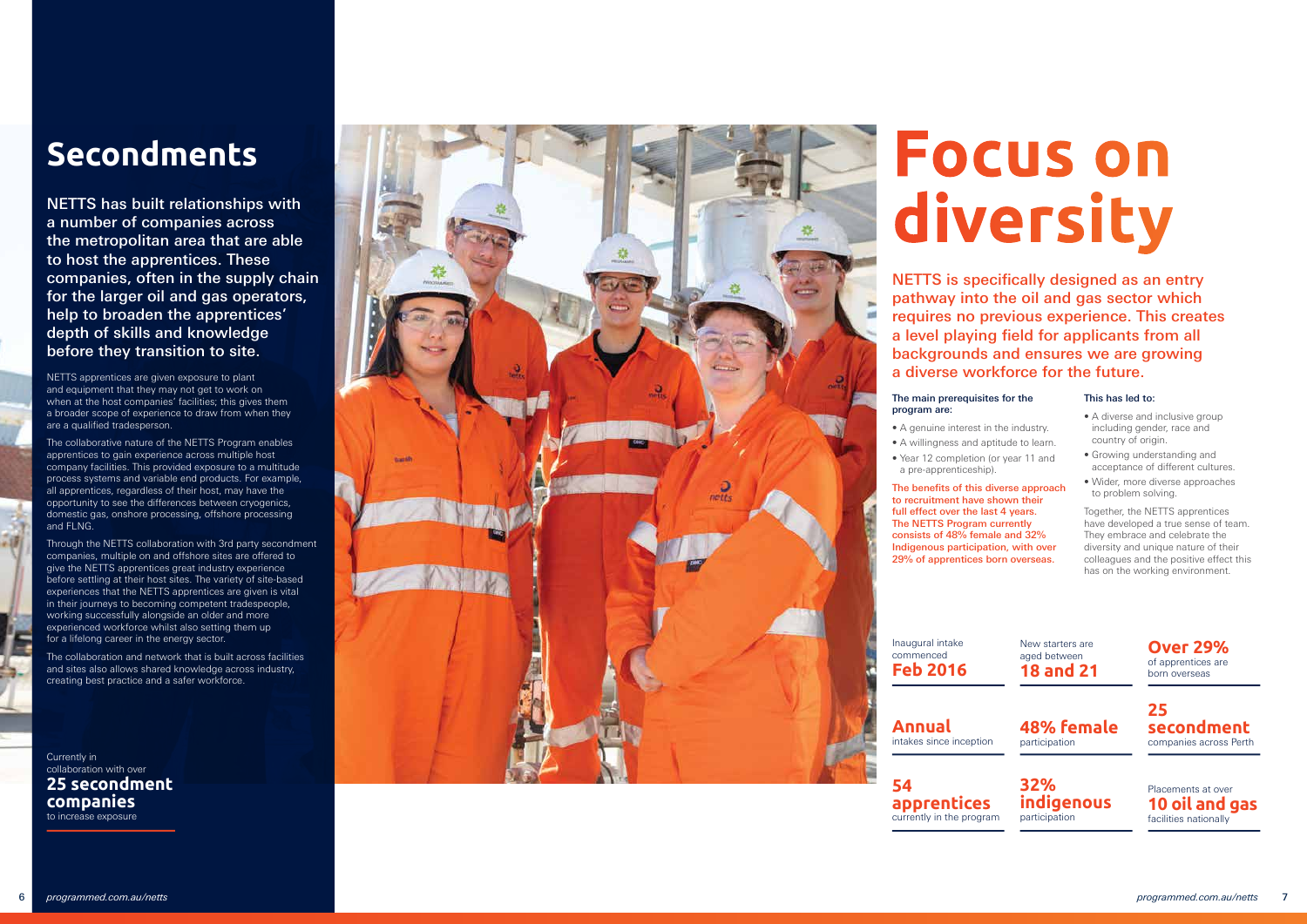## Secondments

NETTS has built relationships with a number of companies across the metropolitan area that are able to host the apprentices. These companies, often in the supply chain for the larger oil and gas operators, help to broaden the apprentices' depth of skills and knowledge before they transition to site.

NETTS apprentices are given exposure to plant and equipment that they may not get to work on when at the host companies' facilities; this gives them a broader scope of experience to draw from when they are a qualified tradesperson.

The collaborative nature of the NETTS Program enables apprentices to gain experience across multiple host company facilities. This provided exposure to a multitude process systems and variable end products. For example, all apprentices, regardless of their host, may have the opportunity to see the differences between cryogenics, domestic gas, onshore processing, offshore processing and FLNG.

Through the NETTS collaboration with 3rd party secondment companies, multiple on and offshore sites are offered to give the NETTS apprentices great industry experience before settling at their host sites. The variety of site-based experiences that the NETTS apprentices are given is vital in their journeys to becoming competent tradespeople, working successfully alongside an older and more experienced workforce whilst also setting them up for a lifelong career in the energy sector.

The collaboration and network that is built across facilities and sites also allows shared knowledge across industry, creating best practice and a safer workforce.

Currently in collaboration with over
**25 secondment companies**
to increase exposure

# Focus on diversity

NETTS is specifically designed as an entry pathway into the oil and gas sector which requires no previous experience. This creates a level playing field for applicants from all backgrounds and ensures we are growing a diverse workforce for the future.

**The main prerequisites for the program are:**

- A genuine interest in the industry.
- A willingness and aptitude to learn.
- Year 12 completion (or year 11 and a pre-apprenticeship).

**The benefits of this diverse approach to recruitment have shown their full effect over the last 4 years. The NETTS Program currently consists of 48% female and 32% Indigenous participation, with over 29% of apprentices born overseas.**

**This has led to:**

- A diverse and inclusive group including gender, race and country of origin.
- Growing understanding and acceptance of different cultures.
- Wider, more diverse approaches to problem solving.

Together, the NETTS apprentices have developed a true sense of team. They embrace and celebrate the diversity and unique nature of their colleagues and the positive effect this has on the working environment.

Inaugural intake commenced
**Feb 2016**

New starters are aged between
**18 and 21**

**Over 29%**
of apprentices are born overseas

**Annual**
intakes since inception

**48% female**
participation

**25 secondment**
companies across Perth

**54 apprentices**
currently in the program

**32% indigenous**
participation

Placements at over
**10 oil and gas**
facilities nationally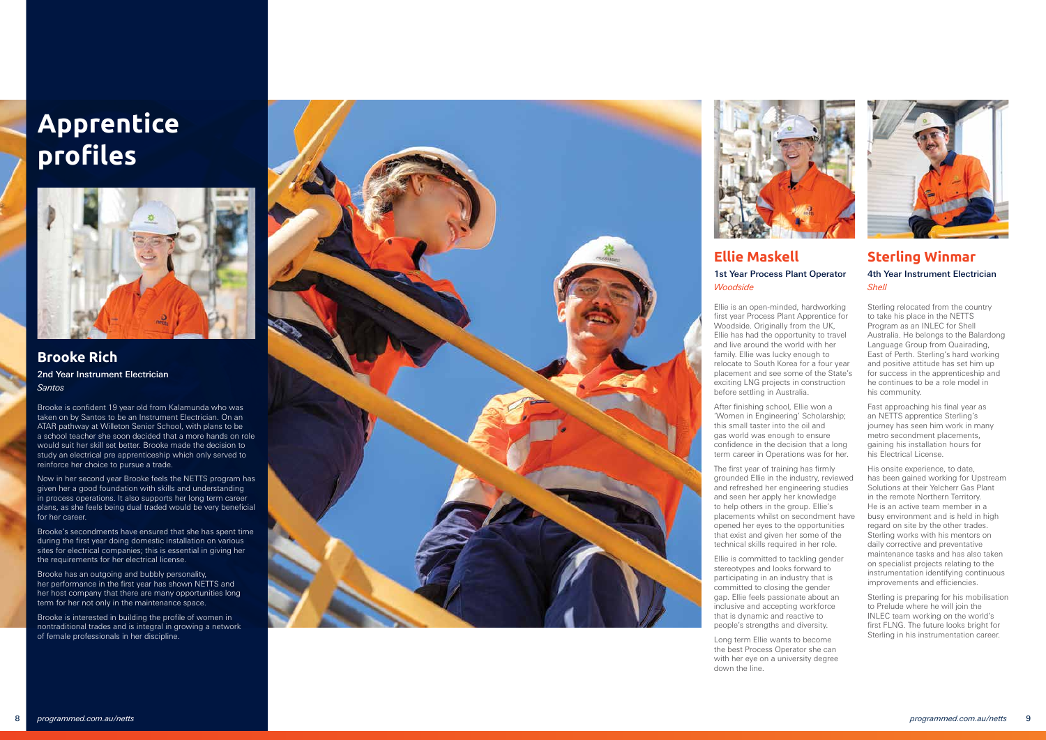# Apprentice profiles

## Brooke Rich

2nd Year Instrument Electrician
*Santos*

Brooke is confident 19 year old from Kalamunda who was taken on by Santos to be an Instrument Electrician. On an ATAR pathway at Willeton Senior School, with plans to be a school teacher she soon decided that a more hands on role would suit her skill set better. Brooke made the decision to study an electrical pre apprenticeship which only served to reinforce her choice to pursue a trade.

Now in her second year Brooke feels the NETTS program has given her a good foundation with skills and understanding in process operations. It also supports her long term career plans, as she feels being dual traded would be very beneficial for her career.

Brooke's secondments have ensured that she has spent time during the first year doing domestic installation on various sites for electrical companies; this is essential in giving her the requirements for her electrical license.

Brooke has an outgoing and bubbly personality, her performance in the first year has shown NETTS and her host company that there are many opportunities long term for her not only in the maintenance space.

Brooke is interested in building the profile of women in nontraditional trades and is integral in growing a network of female professionals in her discipline.

## Ellie Maskell

1st Year Process Plant Operator
*Woodside*

Ellie is an open-minded, hardworking first year Process Plant Apprentice for Woodside. Originally from the UK, Ellie has had the opportunity to travel and live around the world with her family. Ellie was lucky enough to relocate to South Korea for a four year placement and see some of the State's exciting LNG projects in construction before settling in Australia.

After finishing school, Ellie won a 'Women in Engineering' Scholarship; this small taster into the oil and gas world was enough to ensure confidence in the decision that a long term career in Operations was for her.

The first year of training has firmly grounded Ellie in the industry, reviewed and refreshed her engineering studies and seen her apply her knowledge to help others in the group. Ellie's placements whilst on secondment have opened her eyes to the opportunities that exist and given her some of the technical skills required in her role.

Ellie is committed to tackling gender stereotypes and looks forward to participating in an industry that is committed to closing the gender gap. Ellie feels passionate about an inclusive and accepting workforce that is dynamic and reactive to people's strengths and diversity.

Long term Ellie wants to become the best Process Operator she can with her eye on a university degree down the line.

## Sterling Winmar

4th Year Instrument Electrician
*Shell*

Sterling relocated from the country to take his place in the NETTS Program as an INLEC for Shell Australia. He belongs to the Balardong Language Group from Quairading, East of Perth. Sterling's hard working and positive attitude has set him up for success in the apprenticeship and he continues to be a role model in his community.

Fast approaching his final year as an NETTS apprentice Sterling's journey has seen him work in many metro secondment placements, gaining his installation hours for his Electrical License.

His onsite experience, to date, has been gained working for Upstream Solutions at their Yelcherr Gas Plant in the remote Northern Territory. He is an active team member in a busy environment and is held in high regard on site by the other trades. Sterling works with his mentors on daily corrective and preventative maintenance tasks and has also taken on specialist projects relating to the instrumentation identifying continuous improvements and efficiencies.

Sterling is preparing for his mobilisation to Prelude where he will join the INLEC team working on the world's first FLNG. The future looks bright for Sterling in his instrumentation career.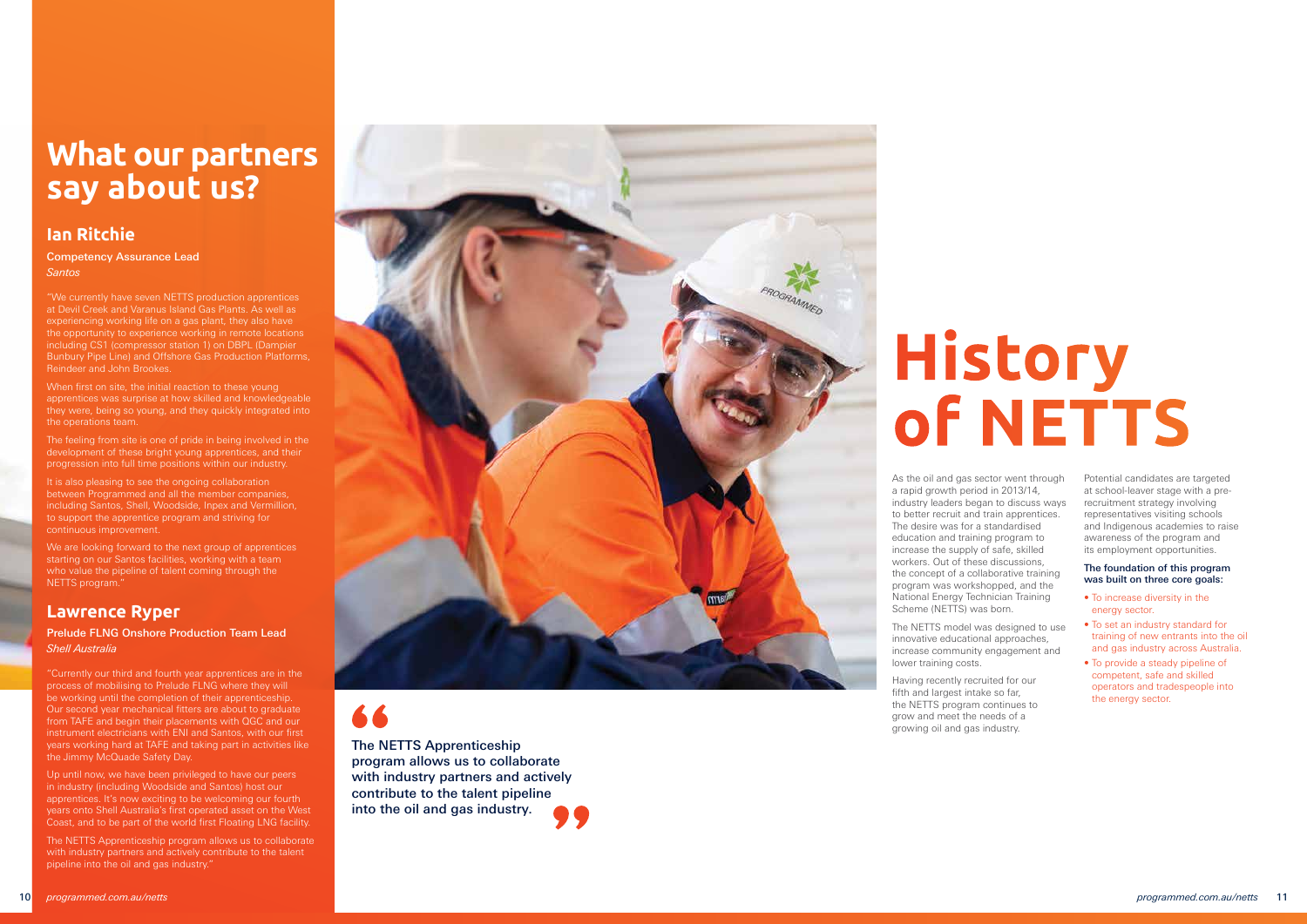# What our partners say about us?

## Ian Ritchie

Competency Assurance Lead
*Santos*

"We currently have seven NETTS production apprentices at Devil Creek and Varanus Island Gas Plants. As well as experiencing working life on a gas plant, they also have the opportunity to experience working in remote locations including CS1 (compressor station 1) on DBPL (Dampier Bunbury Pipe Line) and Offshore Gas Production Platforms, Reindeer and John Brookes.

When first on site, the initial reaction to these young apprentices was surprise at how skilled and knowledgeable they were, being so young, and they quickly integrated into the operations team.

The feeling from site is one of pride in being involved in the development of these bright young apprentices, and their progression into full time positions within our industry.

It is also pleasing to see the ongoing collaboration between Programmed and all the member companies, including Santos, Shell, Woodside, Inpex and Vermillion, to support the apprentice program and striving for continuous improvement.

We are looking forward to the next group of apprentices starting on our Santos facilities, working with a team who value the pipeline of talent coming through the NETTS program."

## Lawrence Ryper

Prelude FLNG Onshore Production Team Lead
*Shell Australia*

"Currently our third and fourth year apprentices are in the process of mobilising to Prelude FLNG where they will be working until the completion of their apprenticeship. Our second year mechanical fitters are about to graduate from TAFE and begin their placements with QGC and our instrument electricians with ENI and Santos, with our first years working hard at TAFE and taking part in activities like the Jimmy McQuade Safety Day.

Up until now, we have been privileged to have our peers in industry (including Woodside and Santos) host our apprentices. It's now exciting to be welcoming our fourth years onto Shell Australia's first operated asset on the West Coast, and to be part of the world first Floating LNG facility.

The NETTS Apprenticeship program allows us to collaborate with industry partners and actively contribute to the talent pipeline into the oil and gas industry."

> "The NETTS Apprenticeship program allows us to collaborate with industry partners and actively contribute to the talent pipeline into the oil and gas industry."

# History of NETTS

As the oil and gas sector went through a rapid growth period in 2013/14, industry leaders began to discuss ways to better recruit and train apprentices. The desire was for a standardised education and training program to increase the supply of safe, skilled workers. Out of these discussions, the concept of a collaborative training program was workshopped, and the National Energy Technician Training Scheme (NETTS) was born.

The NETTS model was designed to use innovative educational approaches, increase community engagement and lower training costs.

Having recently recruited for our fifth and largest intake so far, the NETTS program continues to grow and meet the needs of a growing oil and gas industry.

Potential candidates are targeted at school-leaver stage with a pre-recruitment strategy involving representatives visiting schools and Indigenous academies to raise awareness of the program and its employment opportunities.

**The foundation of this program was built on three core goals:**

- To increase diversity in the energy sector.
- To set an industry standard for training of new entrants into the oil and gas industry across Australia.
- To provide a steady pipeline of competent, safe and skilled operators and tradespeople into the energy sector.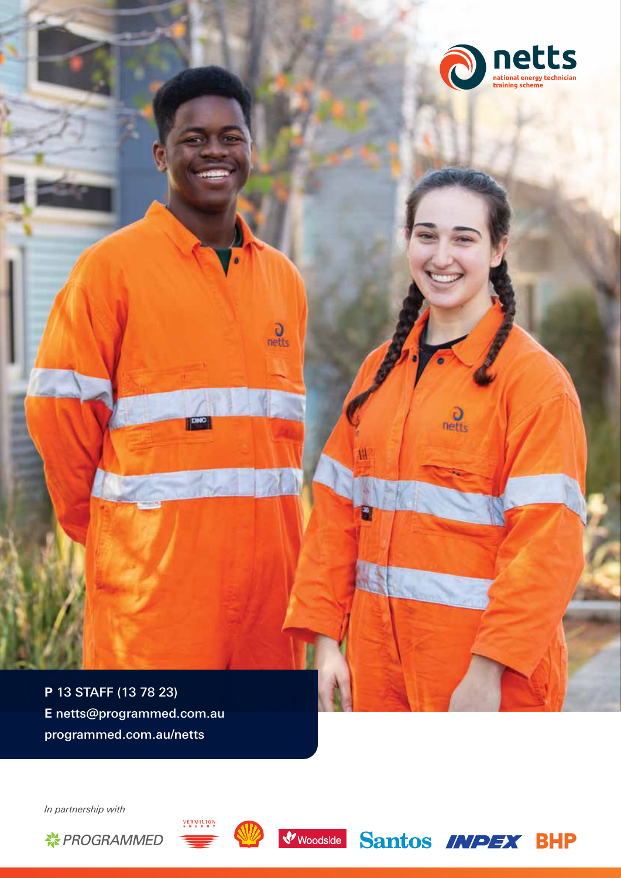**P** 13 STAFF (13 78 23)
**E** netts@programmed.com.au
programmed.com.au/netts

*In partnership with*

PROGRAMMED VERMILION ENERGY Woodside Santos INPEX BHP